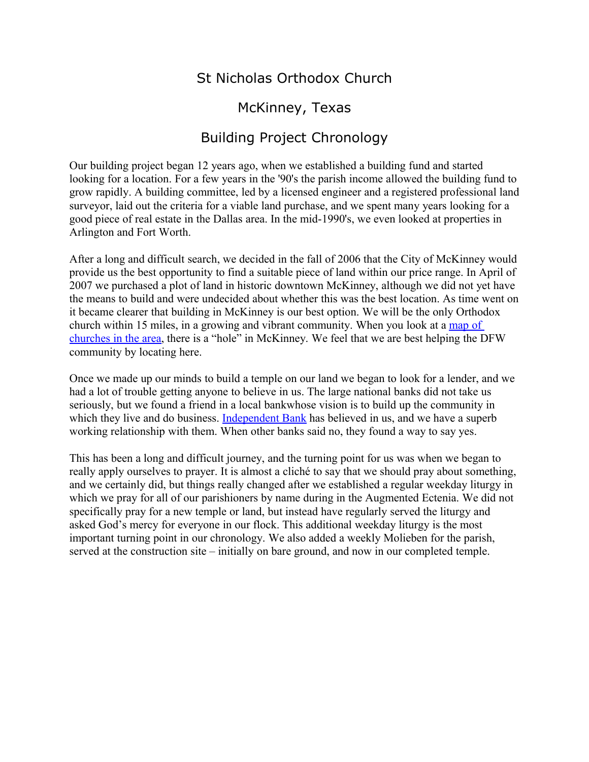# St Nicholas Orthodox Church

## McKinney, Texas

## Building Project Chronology

Our building project began 12 years ago, when we established a building fund and started looking for a location. For a few years in the '90's the parish income allowed the building fund to grow rapidly. A building committee, led by a licensed engineer and a registered professional land surveyor, laid out the criteria for a viable land purchase, and we spent many years looking for a good piece of real estate in the Dallas area. In the mid-1990's, we even looked at properties in Arlington and Fort Worth.

After a long and difficult search, we decided in the fall of 2006 that the City of McKinney would provide us the best opportunity to find a suitable piece of land within our price range. In April of 2007 we purchased a plot of land in historic downtown McKinney, although we did not yet have the means to build and were undecided about whether this was the best location. As time went on it became clearer that building in McKinney is our best option. We will be the only Orthodox church within 15 miles, in a growing and vibrant community. When you look at a map of churches in the area, there is a “hole” in McKinney. We feel that we are best helping the DFW community by locating here.

Once we made up our minds to build a temple on our land we began to look for a lender, and we had a lot of trouble getting anyone to believe in us. The large national banks did not take us seriously, but we found a friend in a local bankwhose vision is to build up the community in which they live and do business. Independent Bank has believed in us, and we have a superb working relationship with them. When other banks said no, they found a way to say yes.

This has been a long and difficult journey, and the turning point for us was when we began to really apply ourselves to prayer. It is almost a cliché to say that we should pray about something, and we certainly did, but things really changed after we established a regular weekday liturgy in which we pray for all of our parishioners by name during in the Augmented Ectenia. We did not specifically pray for a new temple or land, but instead have regularly served the liturgy and asked God’s mercy for everyone in our flock. This additional weekday liturgy is the most important turning point in our chronology. We also added a weekly Molieben for the parish, served at the construction site – initially on bare ground, and now in our completed temple.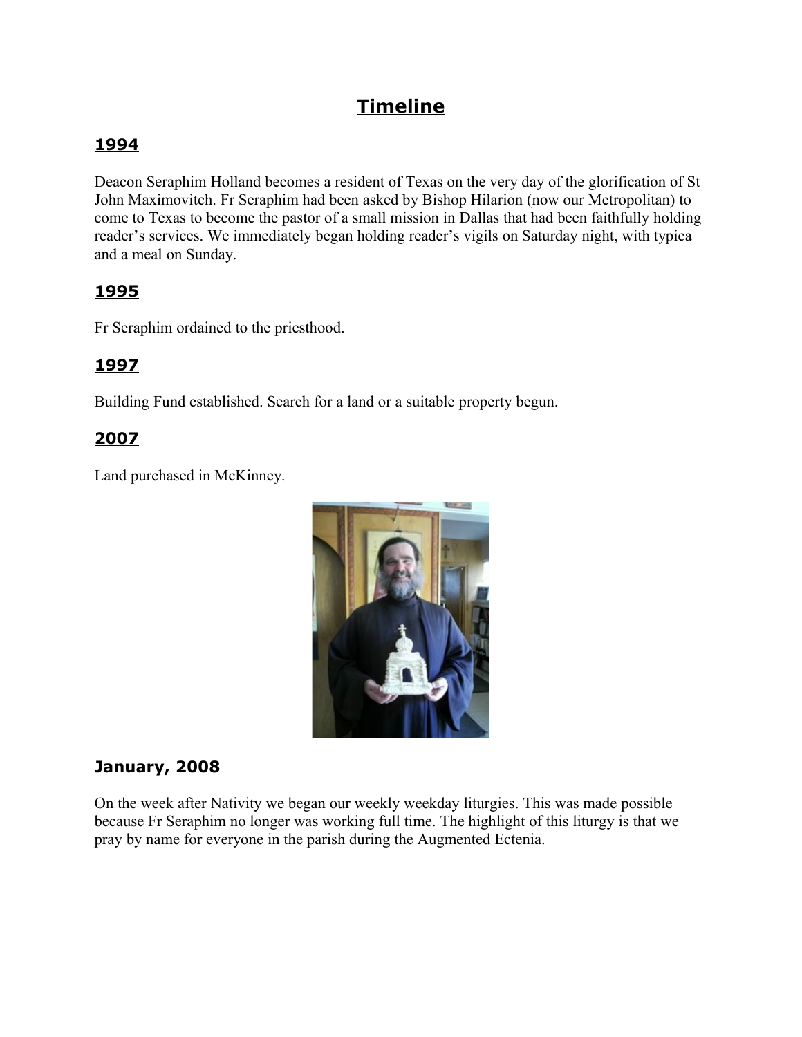# Timeline

## 1994

Deacon Seraphim Holland becomes a resident of Texas on the very day of the glorification of St John Maximovitch. Fr Seraphim had been asked by Bishop Hilarion (now our Metropolitan) to come to Texas to become the pastor of a small mission in Dallas that had been faithfully holding reader's services. We immediately began holding reader's vigils on Saturday night, with typica and a meal on Sunday.

## 1995

Fr Seraphim ordained to the priesthood.

## 1997

Building Fund established. Search for a land or a suitable property begun.

## 2007

Land purchased in McKinney.

## January, 2008

On the week after Nativity we began our weekly weekday liturgies. This was made possible because Fr Seraphim no longer was working full time. The highlight of this liturgy is that we pray by name for everyone in the parish during the Augmented Ectenia.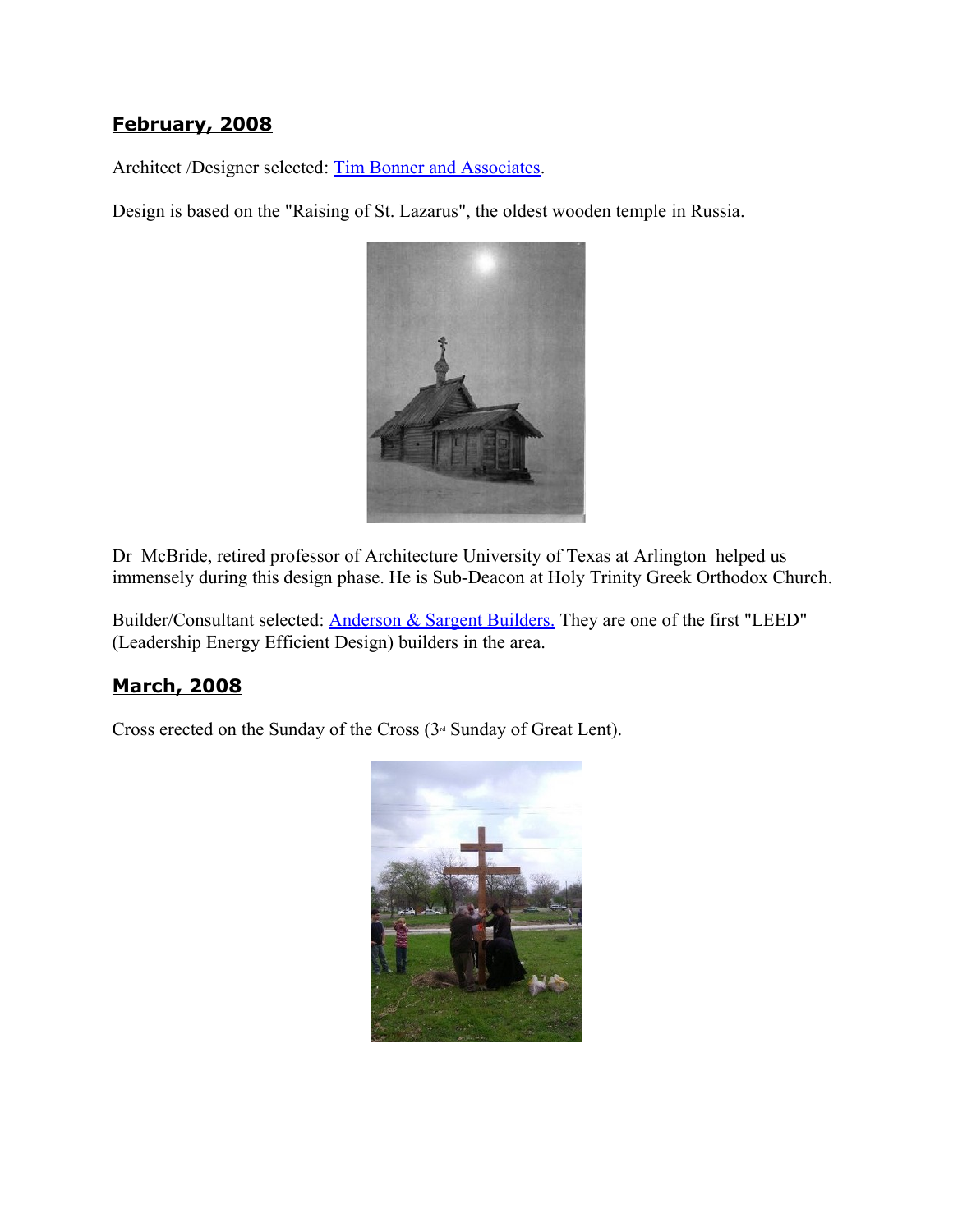## February, 2008

Architect /Designer selected: [Tim Bonner and Associates](#).

Design is based on the "Raising of St. Lazarus", the oldest wooden temple in Russia.

Dr McBride, retired professor of Architecture University of Texas at Arlington helped us immensely during this design phase. He is Sub-Deacon at Holy Trinity Greek Orthodox Church.

Builder/Consultant selected: [Anderson & Sargent Builders.](#) They are one of the first "LEED" (Leadership Energy Efficient Design) builders in the area.

## March, 2008

Cross erected on the Sunday of the Cross (3rd Sunday of Great Lent).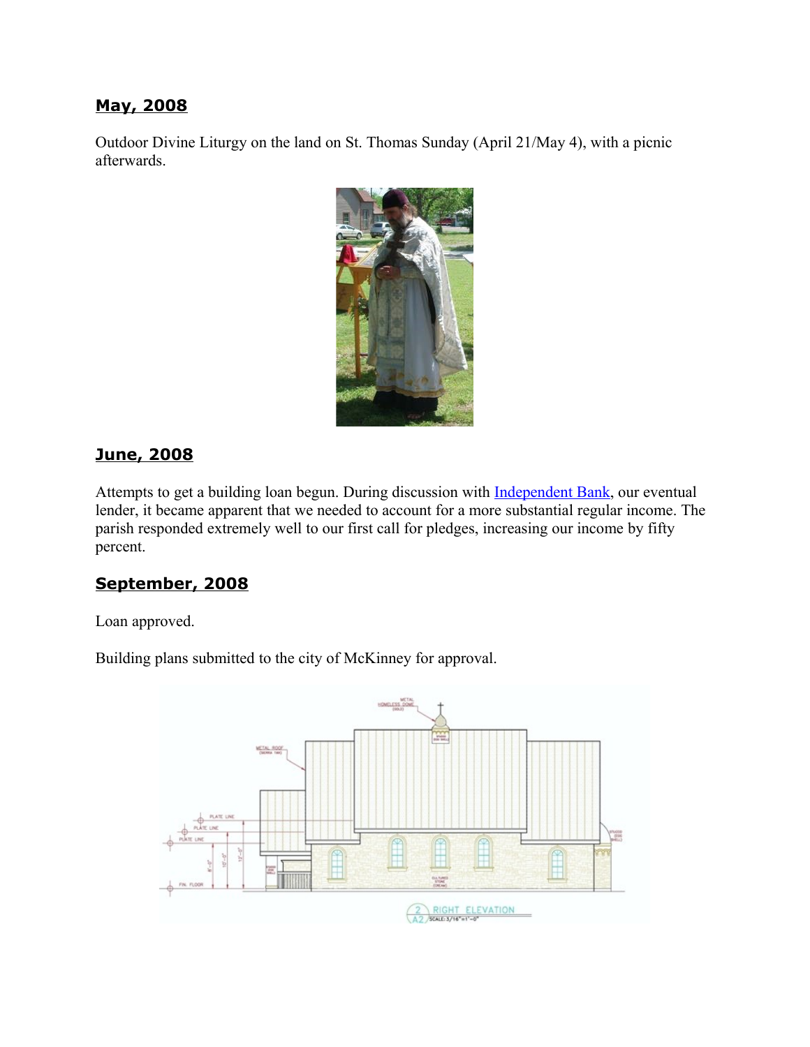## May, 2008

Outdoor Divine Liturgy on the land on St. Thomas Sunday (April 21/May 4), with a picnic afterwards.

## June, 2008

Attempts to get a building loan begun. During discussion with [Independent Bank](), our eventual lender, it became apparent that we needed to account for a more substantial regular income. The parish responded extremely well to our first call for pledges, increasing our income by fifty percent.

## September, 2008

Loan approved.

Building plans submitted to the city of McKinney for approval.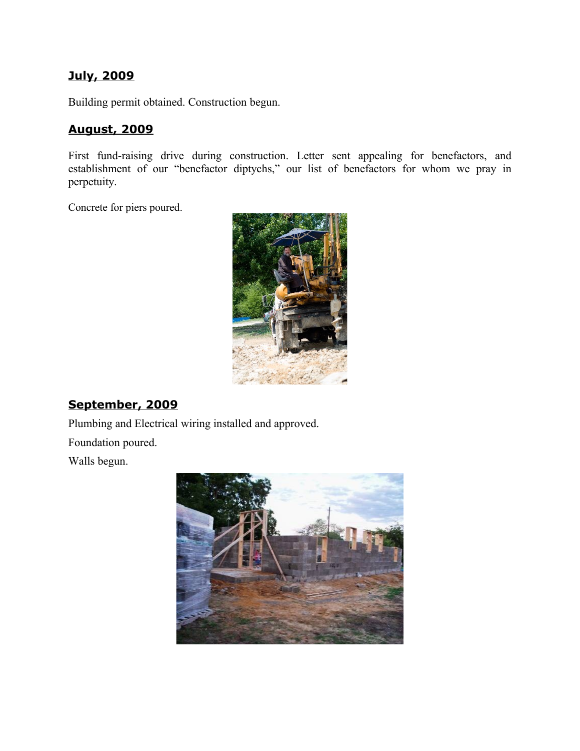## July, 2009

Building permit obtained. Construction begun.

## August, 2009

First fund-raising drive during construction. Letter sent appealing for benefactors, and establishment of our “benefactor diptychs,” our list of benefactors for whom we pray in perpetuity.

Concrete for piers poured.

## September, 2009

Plumbing and Electrical wiring installed and approved.

Foundation poured.

Walls begun.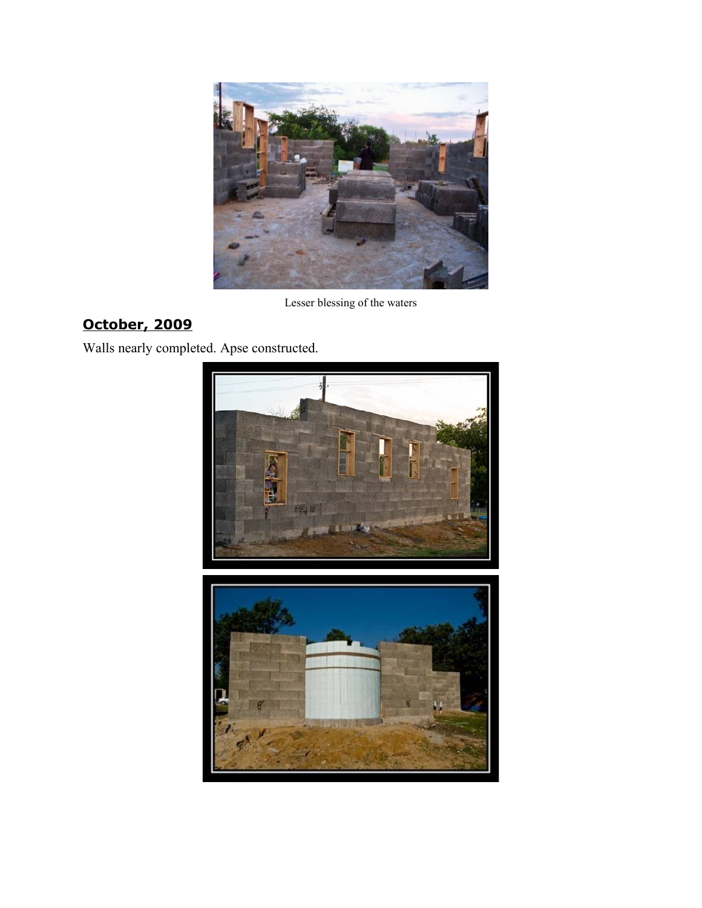Lesser blessing of the waters

## October, 2009

Walls nearly completed. Apse constructed.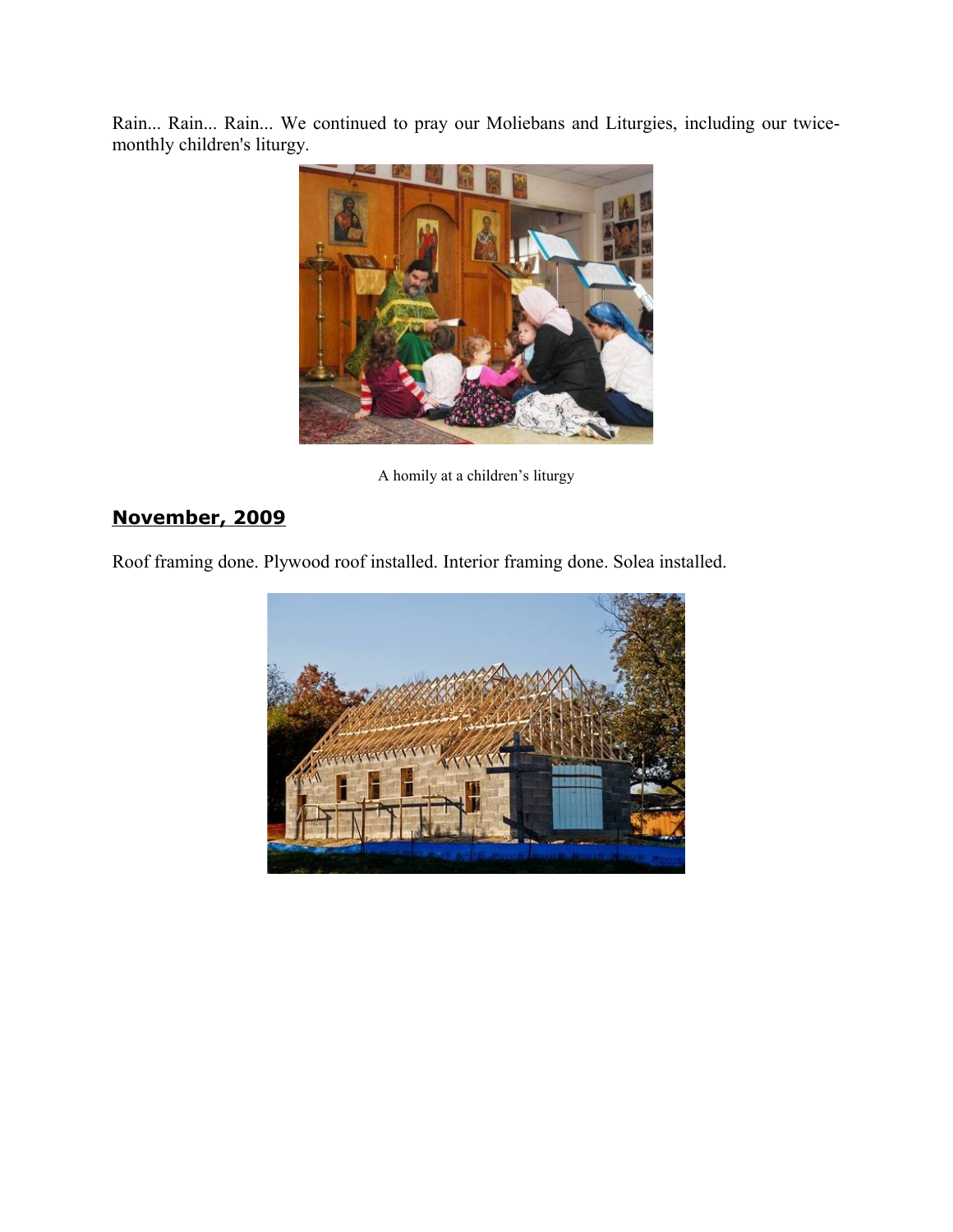Rain... Rain... Rain... We continued to pray our Moliebans and Liturgies, including our twice-monthly children's liturgy.

A homily at a children's liturgy

## November, 2009

Roof framing done. Plywood roof installed. Interior framing done. Solea installed.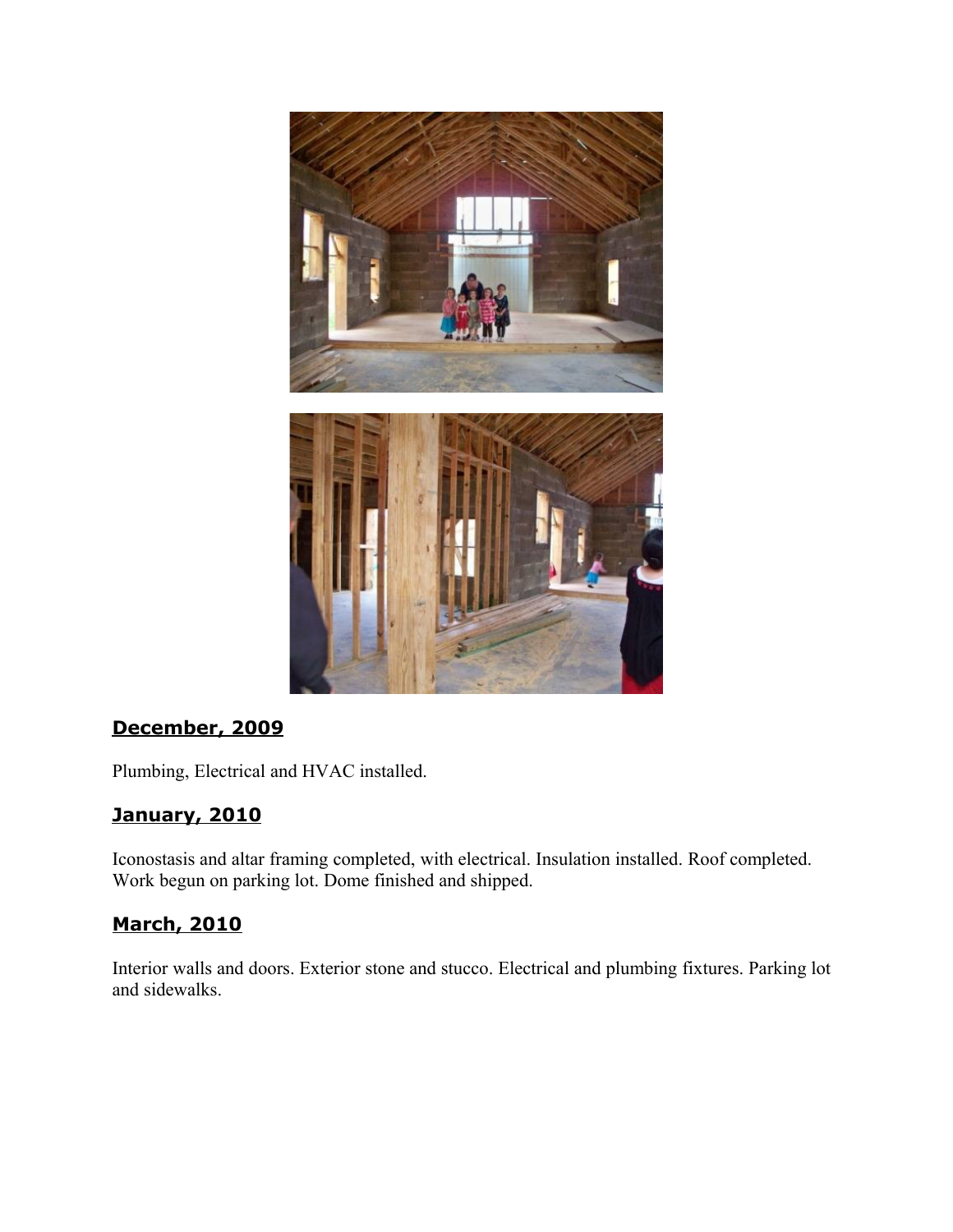## December, 2009

Plumbing, Electrical and HVAC installed.

## January, 2010

Iconostasis and altar framing completed, with electrical. Insulation installed. Roof completed. Work begun on parking lot. Dome finished and shipped.

## March, 2010

Interior walls and doors. Exterior stone and stucco. Electrical and plumbing fixtures. Parking lot and sidewalks.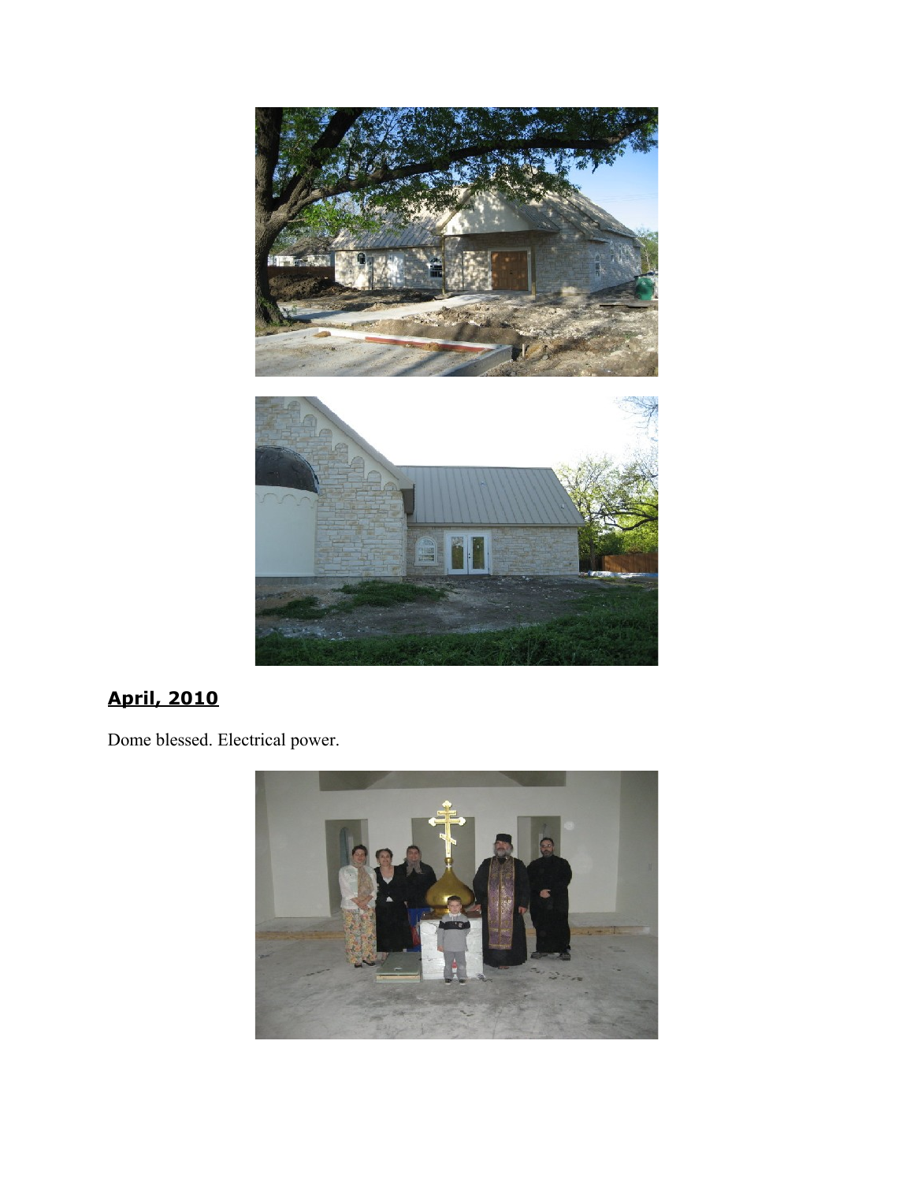## April, 2010

Dome blessed. Electrical power.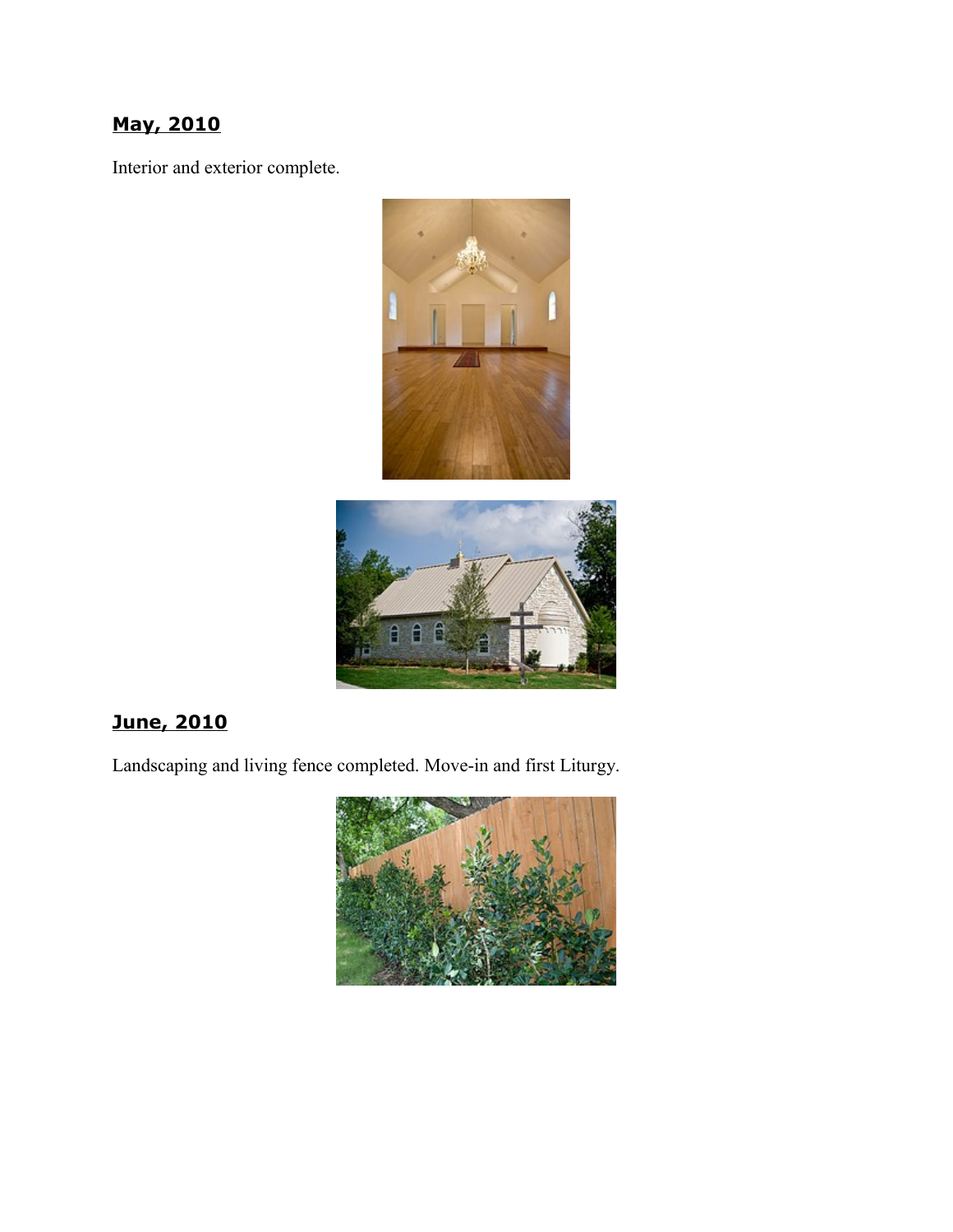## May, 2010

Interior and exterior complete.

## June, 2010

Landscaping and living fence completed. Move-in and first Liturgy.